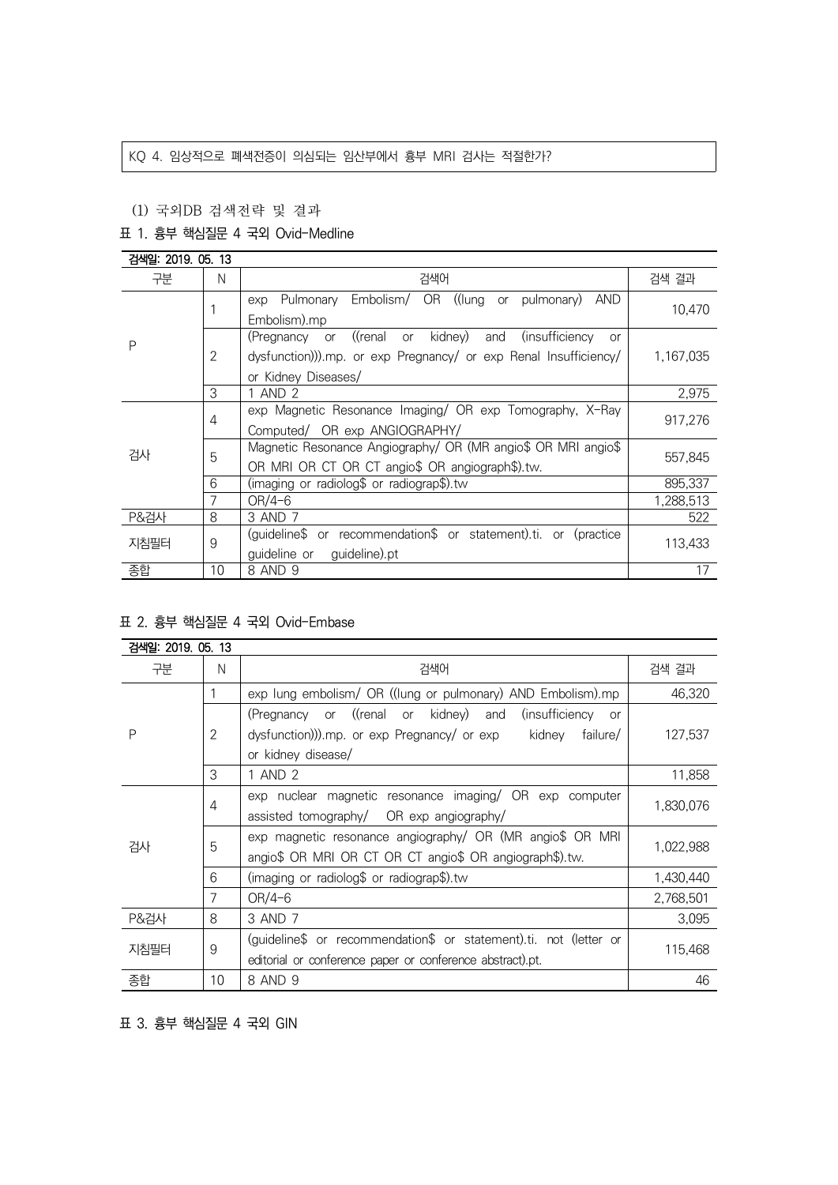KQ 4. 임상적으로 폐색전증이 의심되는 임산부에서 흉부 MRI 검사는 적절한가?

(1) 국외DB 검색전략 및 결과

표 1. 흉부 핵심질문 4 국외 Ovid-Medline

| 검색일: 2019. 05. 13 | | | |
|---|---|---|---|
| 구분 | N | 검색어 | 검색 결과 |
| P | 1 | exp Pulmonary Embolism/ OR ((lung or pulmonary) AND Embolism).mp | 10,470 |
| | 2 | (Pregnancy or ((renal or kidney) and (insufficiency or dysfunction))).mp. or exp Pregnancy/ or exp Renal Insufficiency/ or Kidney Diseases/ | 1,167,035 |
| | 3 | 1 AND 2 | 2,975 |
| 검사 | 4 | exp Magnetic Resonance Imaging/ OR exp Tomography, X-Ray Computed/ OR exp ANGIOGRAPHY/ | 917,276 |
| | 5 | Magnetic Resonance Angiography/ OR (MR angio$ OR MRI angio$ OR MRI OR CT OR CT angio$ OR angiograph$).tw. | 557,845 |
| | 6 | (imaging or radiolog$ or radiograp$).tw | 895,337 |
| | 7 | OR/4-6 | 1,288,513 |
| P&검사 | 8 | 3 AND 7 | 522 |
| 지침필터 | 9 | (guideline$ or recommendation$ or statement).ti. or (practice guideline or guideline).pt | 113,433 |
| 종합 | 10 | 8 AND 9 | 17 |

표 2. 흉부 핵심질문 4 국외 Ovid-Embase

| 검색일: 2019. 05. 13 | | | |
|---|---|---|---|
| 구분 | N | 검색어 | 검색 결과 |
| P | 1 | exp lung embolism/ OR ((lung or pulmonary) AND Embolism).mp | 46,320 |
| | 2 | (Pregnancy or ((renal or kidney) and (insufficiency or dysfunction))).mp. or exp Pregnancy/ or exp kidney failure/ or kidney disease/ | 127,537 |
| | 3 | 1 AND 2 | 11,858 |
| 검사 | 4 | exp nuclear magnetic resonance imaging/ OR exp computer assisted tomography/ OR exp angiography/ | 1,830,076 |
| | 5 | exp magnetic resonance angiography/ OR (MR angio$ OR MRI angio$ OR MRI OR CT OR CT angio$ OR angiograph$).tw. | 1,022,988 |
| | 6 | (imaging or radiolog$ or radiograp$).tw | 1,430,440 |
| | 7 | OR/4-6 | 2,768,501 |
| P&검사 | 8 | 3 AND 7 | 3,095 |
| 지침필터 | 9 | (guideline$ or recommendation$ or statement).ti. not (letter or editorial or conference paper or conference abstract).pt. | 115,468 |
| 종합 | 10 | 8 AND 9 | 46 |

표 3. 흉부 핵심질문 4 국외 GIN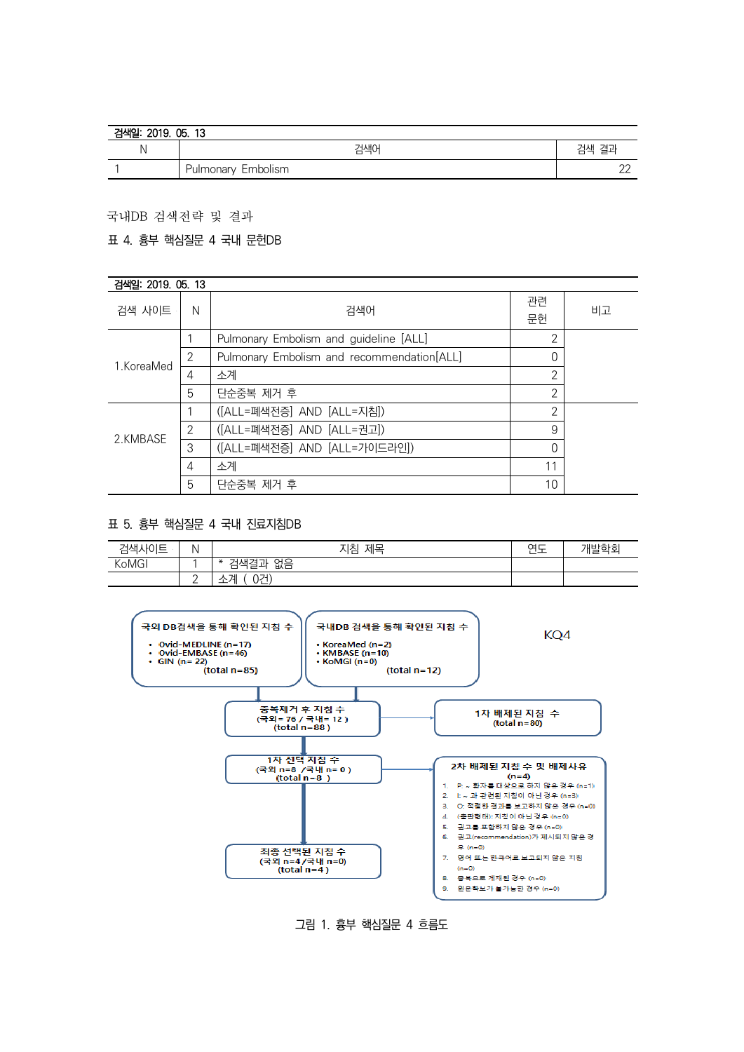| 검색일: 2019. 05. 13 | | |
|---|---|---|
| N | 검색어 | 검색 결과 |
| 1 | Pulmonary Embolism | 22 |

국내DB 검색전략 및 결과

표 4. 흉부 핵심질문 4 국내 문헌DB

| 검색일: 2019. 05. 13 | | | | |
|---|---|---|---|---|
| 검색 사이트 | N | 검색어 | 관련 문헌 | 비고 |
| 1.KoreaMed | 1 | Pulmonary Embolism and guideline [ALL] | 2 | |
| | 2 | Pulmonary Embolism and recommendation[ALL] | 0 | |
| | 4 | 소계 | 2 | |
| | 5 | 단순중복 제거 후 | 2 | |
| 2.KMBASE | 1 | ([ALL=폐색전증] AND [ALL=지침]) | 2 | |
| | 2 | ([ALL=폐색전증] AND [ALL=권고]) | 9 | |
| | 3 | ([ALL=폐색전증] AND [ALL=가이드라인]) | 0 | |
| | 4 | 소계 | 11 | |
| | 5 | 단순중복 제거 후 | 10 | |

표 5. 흉부 핵심질문 4 국내 진료지침DB

| 검색사이트 | N | 지침 제목 | 연도 | 개발학회 |
|---|---|---|---|---|
| KoMGI | 1 | * 검색결과 없음 | | |
| | 2 | 소계 ( 0건) | | |

KQ4

국외 DB검색을 통해 확인된 지침 수
- Ovid-MEDLINE (n=17)
- Ovid-EMBASE (n=46)
- GIN (n= 22)

(total n=85)

국내DB 검색을 통해 확인된 지침 수
- KoreaMed (n=2)
- KMBASE (n=10)
- KoMGI (n=0)

(total n=12)

중복제거 후 지침 수
(국외= 76 / 국내= 12 )
(total n=88 )

1차 배제된 지침 수
(total n=80)

1차 선택 지침 수
(국외 n=8 /국내 n= 0 )
(total n=8 )

2차 배제된 지침 수 및 배제사유
(n=4)
1. P: ~ 환자를 대상으로 하지 않은 경우 (n=1)
2. I: ~ 과 관련된 지침이 아닌 경우 (n=3)
3. O: 적절한 결과를 보고하지 않은 경우 (n=0)
4. (출판형태): 지침이 아닌 경우 (n=0)
5. 권고를 포함하지 않은 경우 (n=0)
6. 권고(recommendation)가 제시되지 않은 경우 (n=0)
7. 영어 또는 한국어로 보고되지 않은 지침 (n=0)
8. 중복으로 게재된 경우 (n=0)
9. 원문확보가 불가능한 경우 (n=0)

최종 선택된 지침 수
(국외 n=4 /국내 n=0)
(total n=4 )

그림 1. 흉부 핵심질문 4 흐름도